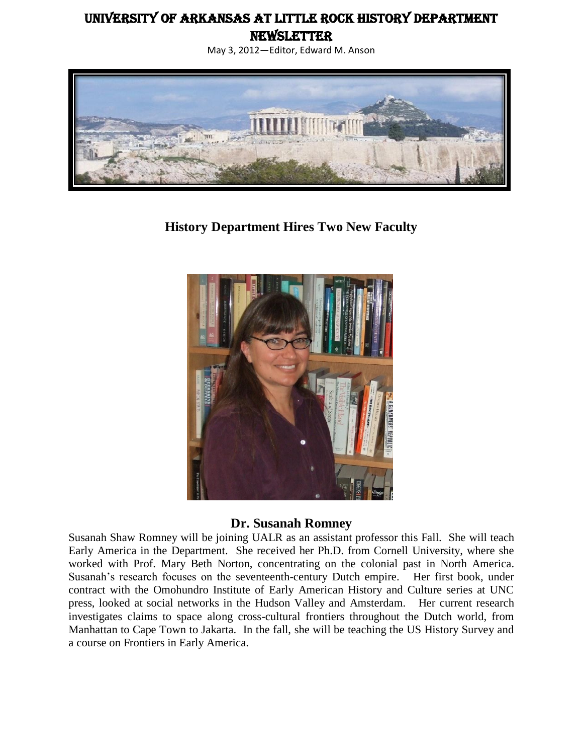# University of Arkansas at Little Rock History Department Newsletter

May 3, 2012—Editor, Edward M. Anson

## History Department Hires Two New Faculty

### Dr. Susanah Romney

Susanah Shaw Romney will be joining UALR as an assistant professor this Fall. She will teach Early America in the Department. She received her Ph.D. from Cornell University, where she worked with Prof. Mary Beth Norton, concentrating on the colonial past in North America. Susanah's research focuses on the seventeenth-century Dutch empire. Her first book, under contract with the Omohundro Institute of Early American History and Culture series at UNC press, looked at social networks in the Hudson Valley and Amsterdam. Her current research investigates claims to space along cross-cultural frontiers throughout the Dutch world, from Manhattan to Cape Town to Jakarta. In the fall, she will be teaching the US History Survey and a course on Frontiers in Early America.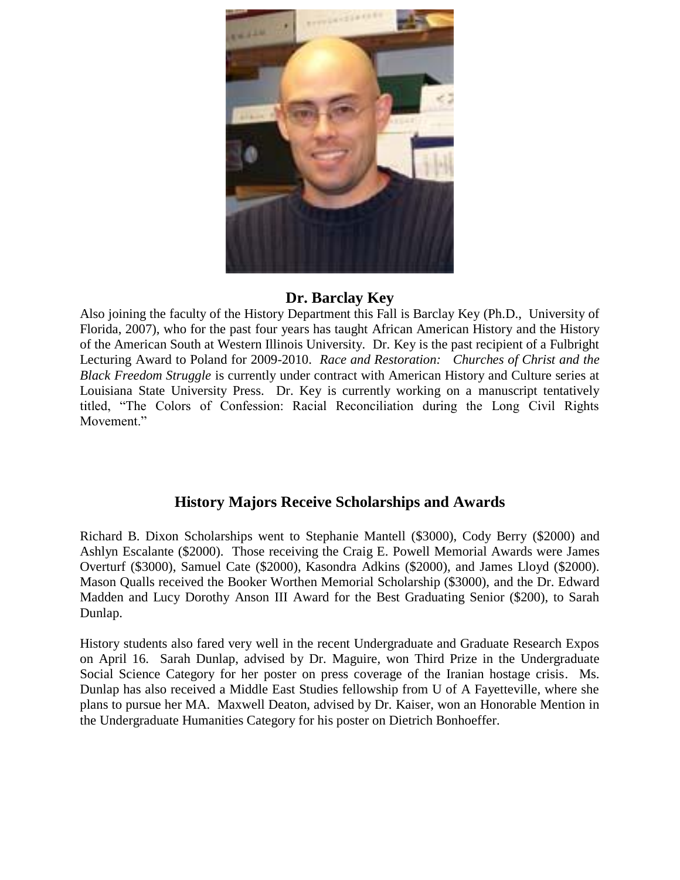## Dr. Barclay Key

Also joining the faculty of the History Department this Fall is Barclay Key (Ph.D., University of Florida, 2007), who for the past four years has taught African American History and the History of the American South at Western Illinois University. Dr. Key is the past recipient of a Fulbright Lecturing Award to Poland for 2009-2010. *Race and Restoration: Churches of Christ and the Black Freedom Struggle* is currently under contract with American History and Culture series at Louisiana State University Press. Dr. Key is currently working on a manuscript tentatively titled, "The Colors of Confession: Racial Reconciliation during the Long Civil Rights Movement."

## History Majors Receive Scholarships and Awards

Richard B. Dixon Scholarships went to Stephanie Mantell ($3000), Cody Berry ($2000) and Ashlyn Escalante ($2000). Those receiving the Craig E. Powell Memorial Awards were James Overturf ($3000), Samuel Cate ($2000), Kasondra Adkins ($2000), and James Lloyd ($2000). Mason Qualls received the Booker Worthen Memorial Scholarship ($3000), and the Dr. Edward Madden and Lucy Dorothy Anson III Award for the Best Graduating Senior ($200), to Sarah Dunlap.

History students also fared very well in the recent Undergraduate and Graduate Research Expos on April 16. Sarah Dunlap, advised by Dr. Maguire, won Third Prize in the Undergraduate Social Science Category for her poster on press coverage of the Iranian hostage crisis. Ms. Dunlap has also received a Middle East Studies fellowship from U of A Fayetteville, where she plans to pursue her MA. Maxwell Deaton, advised by Dr. Kaiser, won an Honorable Mention in the Undergraduate Humanities Category for his poster on Dietrich Bonhoeffer.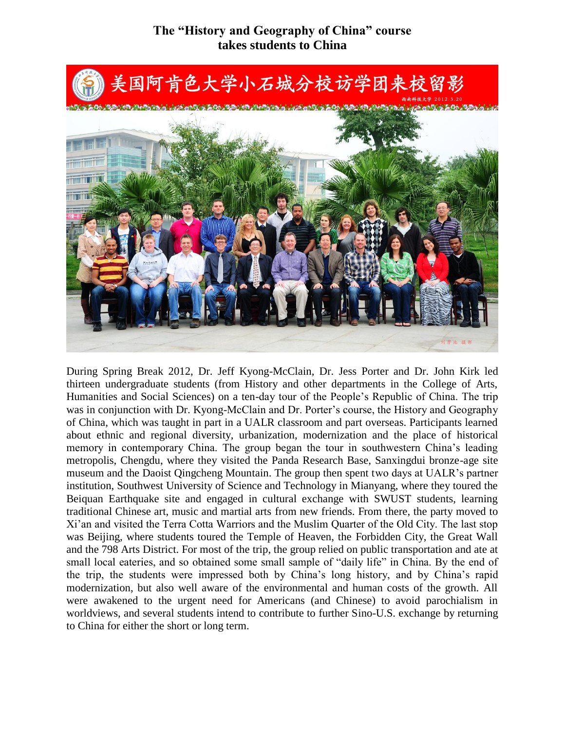# The "History and Geography of China" course takes students to China

During Spring Break 2012, Dr. Jeff Kyong-McClain, Dr. Jess Porter and Dr. John Kirk led thirteen undergraduate students (from History and other departments in the College of Arts, Humanities and Social Sciences) on a ten-day tour of the People's Republic of China. The trip was in conjunction with Dr. Kyong-McClain and Dr. Porter's course, the History and Geography of China, which was taught in part in a UALR classroom and part overseas. Participants learned about ethnic and regional diversity, urbanization, modernization and the place of historical memory in contemporary China. The group began the tour in southwestern China's leading metropolis, Chengdu, where they visited the Panda Research Base, Sanxingdui bronze-age site museum and the Daoist Qingcheng Mountain. The group then spent two days at UALR's partner institution, Southwest University of Science and Technology in Mianyang, where they toured the Beiquan Earthquake site and engaged in cultural exchange with SWUST students, learning traditional Chinese art, music and martial arts from new friends. From there, the party moved to Xi'an and visited the Terra Cotta Warriors and the Muslim Quarter of the Old City. The last stop was Beijing, where students toured the Temple of Heaven, the Forbidden City, the Great Wall and the 798 Arts District. For most of the trip, the group relied on public transportation and ate at small local eateries, and so obtained some small sample of "daily life" in China. By the end of the trip, the students were impressed both by China's long history, and by China's rapid modernization, but also well aware of the environmental and human costs of the growth. All were awakened to the urgent need for Americans (and Chinese) to avoid parochialism in worldviews, and several students intend to contribute to further Sino-U.S. exchange by returning to China for either the short or long term.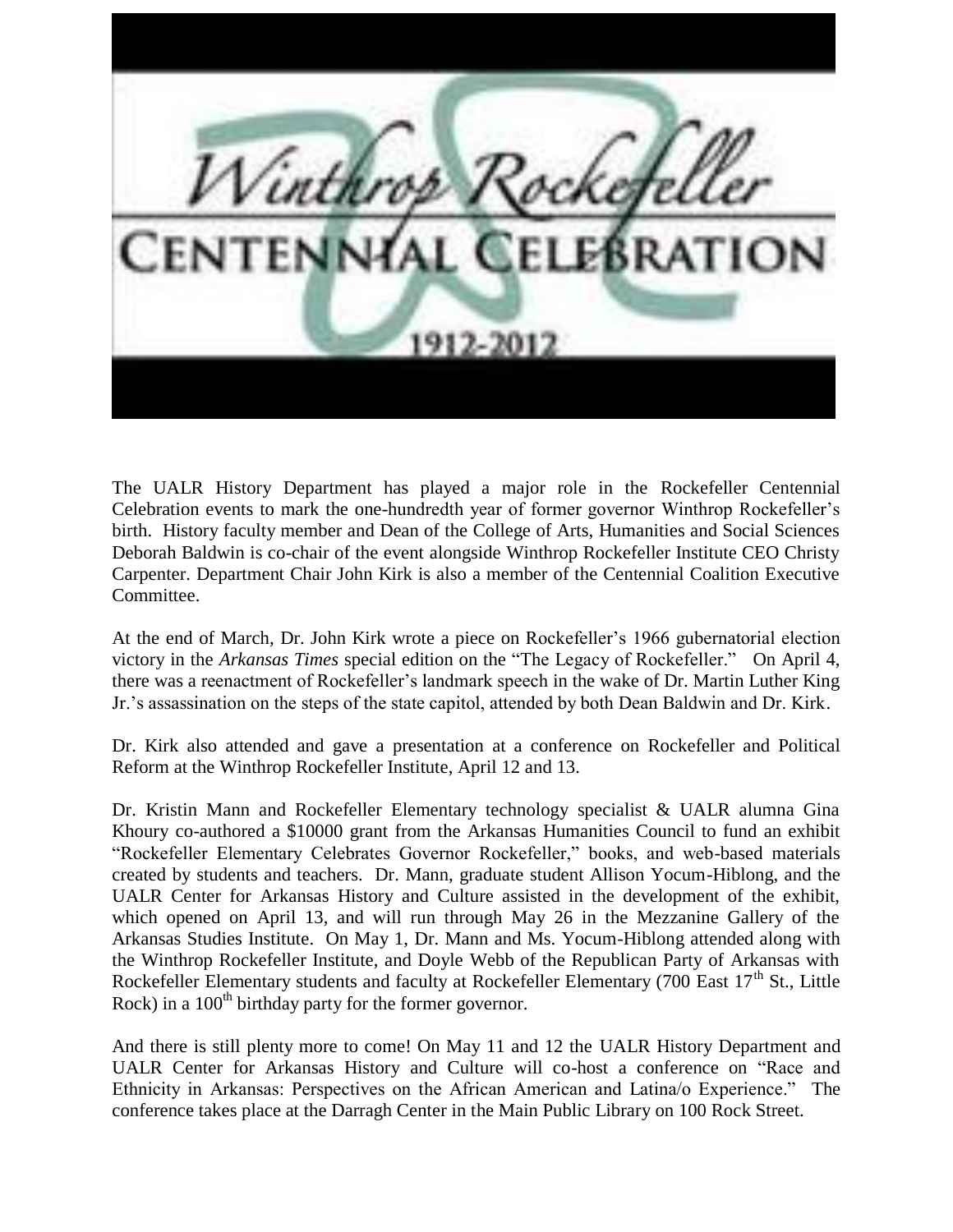# Winthrop Rockefeller Centennial Celebration

1912-2012

The UALR History Department has played a major role in the Rockefeller Centennial Celebration events to mark the one-hundredth year of former governor Winthrop Rockefeller's birth. History faculty member and Dean of the College of Arts, Humanities and Social Sciences Deborah Baldwin is co-chair of the event alongside Winthrop Rockefeller Institute CEO Christy Carpenter. Department Chair John Kirk is also a member of the Centennial Coalition Executive Committee.

At the end of March, Dr. John Kirk wrote a piece on Rockefeller's 1966 gubernatorial election victory in the *Arkansas Times* special edition on the "The Legacy of Rockefeller." On April 4, there was a reenactment of Rockefeller's landmark speech in the wake of Dr. Martin Luther King Jr.'s assassination on the steps of the state capitol, attended by both Dean Baldwin and Dr. Kirk.

Dr. Kirk also attended and gave a presentation at a conference on Rockefeller and Political Reform at the Winthrop Rockefeller Institute, April 12 and 13.

Dr. Kristin Mann and Rockefeller Elementary technology specialist & UALR alumna Gina Khoury co-authored a $10000 grant from the Arkansas Humanities Council to fund an exhibit "Rockefeller Elementary Celebrates Governor Rockefeller," books, and web-based materials created by students and teachers. Dr. Mann, graduate student Allison Yocum-Hiblong, and the UALR Center for Arkansas History and Culture assisted in the development of the exhibit, which opened on April 13, and will run through May 26 in the Mezzanine Gallery of the Arkansas Studies Institute. On May 1, Dr. Mann and Ms. Yocum-Hiblong attended along with the Winthrop Rockefeller Institute, and Doyle Webb of the Republican Party of Arkansas with Rockefeller Elementary students and faculty at Rockefeller Elementary (700 East 17th St., Little Rock) in a 100th birthday party for the former governor.

And there is still plenty more to come! On May 11 and 12 the UALR History Department and UALR Center for Arkansas History and Culture will co-host a conference on "Race and Ethnicity in Arkansas: Perspectives on the African American and Latina/o Experience." The conference takes place at the Darragh Center in the Main Public Library on 100 Rock Street.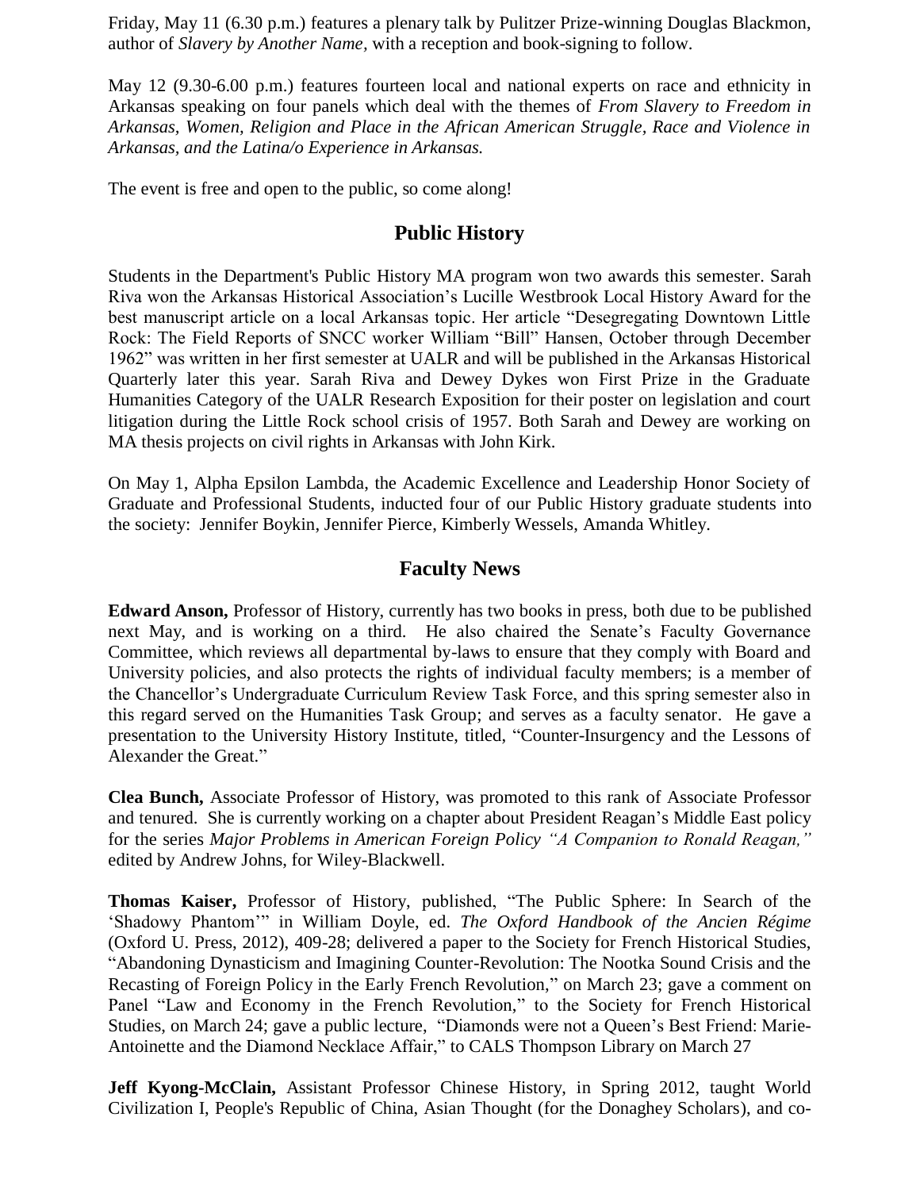Friday, May 11 (6.30 p.m.) features a plenary talk by Pulitzer Prize-winning Douglas Blackmon, author of *Slavery by Another Name,* with a reception and book-signing to follow.

May 12 (9.30-6.00 p.m.) features fourteen local and national experts on race and ethnicity in Arkansas speaking on four panels which deal with the themes of *From Slavery to Freedom in Arkansas, Women, Religion and Place in the African American Struggle, Race and Violence in Arkansas, and the Latina/o Experience in Arkansas.*

The event is free and open to the public, so come along!

## Public History

Students in the Department's Public History MA program won two awards this semester. Sarah Riva won the Arkansas Historical Association's Lucille Westbrook Local History Award for the best manuscript article on a local Arkansas topic. Her article "Desegregating Downtown Little Rock: The Field Reports of SNCC worker William "Bill" Hansen, October through December 1962" was written in her first semester at UALR and will be published in the Arkansas Historical Quarterly later this year. Sarah Riva and Dewey Dykes won First Prize in the Graduate Humanities Category of the UALR Research Exposition for their poster on legislation and court litigation during the Little Rock school crisis of 1957. Both Sarah and Dewey are working on MA thesis projects on civil rights in Arkansas with John Kirk.

On May 1, Alpha Epsilon Lambda, the Academic Excellence and Leadership Honor Society of Graduate and Professional Students, inducted four of our Public History graduate students into the society: Jennifer Boykin, Jennifer Pierce, Kimberly Wessels, Amanda Whitley.

## Faculty News

**Edward Anson,** Professor of History, currently has two books in press, both due to be published next May, and is working on a third. He also chaired the Senate's Faculty Governance Committee, which reviews all departmental by-laws to ensure that they comply with Board and University policies, and also protects the rights of individual faculty members; is a member of the Chancellor's Undergraduate Curriculum Review Task Force, and this spring semester also in this regard served on the Humanities Task Group; and serves as a faculty senator. He gave a presentation to the University History Institute, titled, "Counter-Insurgency and the Lessons of Alexander the Great."

**Clea Bunch,** Associate Professor of History, was promoted to this rank of Associate Professor and tenured. She is currently working on a chapter about President Reagan's Middle East policy for the series *Major Problems in American Foreign Policy "A Companion to Ronald Reagan,"* edited by Andrew Johns, for Wiley-Blackwell.

**Thomas Kaiser,** Professor of History, published, "The Public Sphere: In Search of the 'Shadowy Phantom'" in William Doyle, ed. *The Oxford Handbook of the Ancien Régime* (Oxford U. Press, 2012), 409-28; delivered a paper to the Society for French Historical Studies, "Abandoning Dynasticism and Imagining Counter-Revolution: The Nootka Sound Crisis and the Recasting of Foreign Policy in the Early French Revolution," on March 23; gave a comment on Panel "Law and Economy in the French Revolution," to the Society for French Historical Studies, on March 24; gave a public lecture, "Diamonds were not a Queen's Best Friend: Marie-Antoinette and the Diamond Necklace Affair," to CALS Thompson Library on March 27

**Jeff Kyong-McClain,** Assistant Professor Chinese History, in Spring 2012, taught World Civilization I, People's Republic of China, Asian Thought (for the Donaghey Scholars), and co-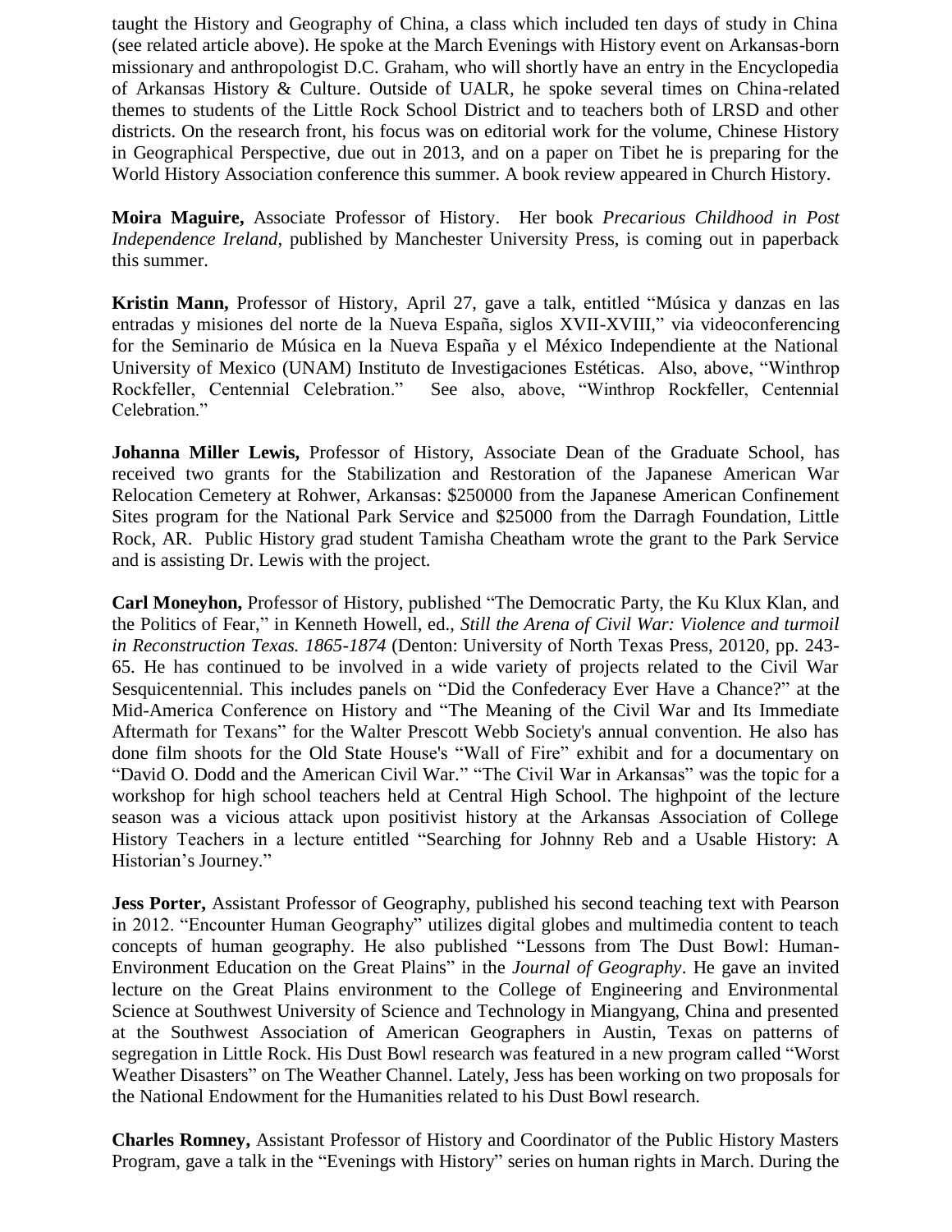taught the History and Geography of China, a class which included ten days of study in China (see related article above). He spoke at the March Evenings with History event on Arkansas-born missionary and anthropologist D.C. Graham, who will shortly have an entry in the Encyclopedia of Arkansas History & Culture. Outside of UALR, he spoke several times on China-related themes to students of the Little Rock School District and to teachers both of LRSD and other districts. On the research front, his focus was on editorial work for the volume, Chinese History in Geographical Perspective, due out in 2013, and on a paper on Tibet he is preparing for the World History Association conference this summer. A book review appeared in Church History.

**Moira Maguire,** Associate Professor of History. Her book *Precarious Childhood in Post Independence Ireland*, published by Manchester University Press, is coming out in paperback this summer.

**Kristin Mann,** Professor of History, April 27, gave a talk, entitled "Música y danzas en las entradas y misiones del norte de la Nueva España, siglos XVII-XVIII," via videoconferencing for the Seminario de Música en la Nueva España y el México Independiente at the National University of Mexico (UNAM) Instituto de Investigaciones Estéticas. Also, above, "Winthrop Rockfeller, Centennial Celebration." See also, above, "Winthrop Rockfeller, Centennial Celebration."

**Johanna Miller Lewis,** Professor of History, Associate Dean of the Graduate School, has received two grants for the Stabilization and Restoration of the Japanese American War Relocation Cemetery at Rohwer, Arkansas: $250000 from the Japanese American Confinement Sites program for the National Park Service and $25000 from the Darragh Foundation, Little Rock, AR. Public History grad student Tamisha Cheatham wrote the grant to the Park Service and is assisting Dr. Lewis with the project.

**Carl Moneyhon,** Professor of History, published "The Democratic Party, the Ku Klux Klan, and the Politics of Fear," in Kenneth Howell, ed., *Still the Arena of Civil War: Violence and turmoil in Reconstruction Texas. 1865-1874* (Denton: University of North Texas Press, 20120, pp. 243-65. He has continued to be involved in a wide variety of projects related to the Civil War Sesquicentennial. This includes panels on "Did the Confederacy Ever Have a Chance?" at the Mid-America Conference on History and "The Meaning of the Civil War and Its Immediate Aftermath for Texans" for the Walter Prescott Webb Society's annual convention. He also has done film shoots for the Old State House's "Wall of Fire" exhibit and for a documentary on "David O. Dodd and the American Civil War." "The Civil War in Arkansas" was the topic for a workshop for high school teachers held at Central High School. The highpoint of the lecture season was a vicious attack upon positivist history at the Arkansas Association of College History Teachers in a lecture entitled "Searching for Johnny Reb and a Usable History: A Historian's Journey."

**Jess Porter,** Assistant Professor of Geography, published his second teaching text with Pearson in 2012. "Encounter Human Geography" utilizes digital globes and multimedia content to teach concepts of human geography. He also published "Lessons from The Dust Bowl: Human-Environment Education on the Great Plains" in the *Journal of Geography*. He gave an invited lecture on the Great Plains environment to the College of Engineering and Environmental Science at Southwest University of Science and Technology in Miangyang, China and presented at the Southwest Association of American Geographers in Austin, Texas on patterns of segregation in Little Rock. His Dust Bowl research was featured in a new program called "Worst Weather Disasters" on The Weather Channel. Lately, Jess has been working on two proposals for the National Endowment for the Humanities related to his Dust Bowl research.

**Charles Romney,** Assistant Professor of History and Coordinator of the Public History Masters Program, gave a talk in the "Evenings with History" series on human rights in March. During the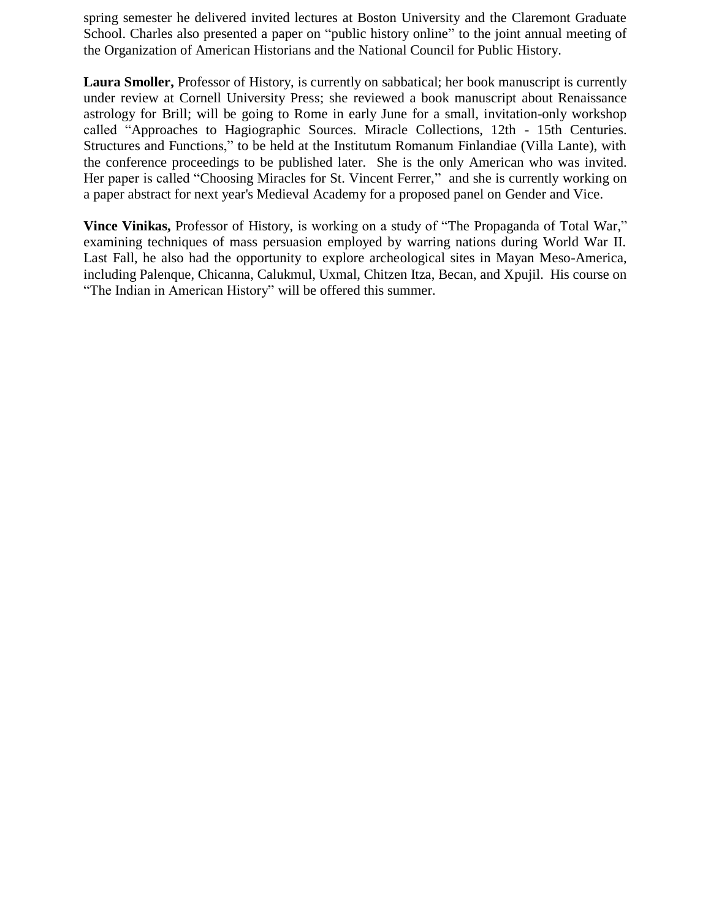spring semester he delivered invited lectures at Boston University and the Claremont Graduate School. Charles also presented a paper on "public history online" to the joint annual meeting of the Organization of American Historians and the National Council for Public History.

**Laura Smoller,** Professor of History, is currently on sabbatical; her book manuscript is currently under review at Cornell University Press; she reviewed a book manuscript about Renaissance astrology for Brill; will be going to Rome in early June for a small, invitation-only workshop called "Approaches to Hagiographic Sources. Miracle Collections, 12th - 15th Centuries. Structures and Functions," to be held at the Institutum Romanum Finlandiae (Villa Lante), with the conference proceedings to be published later. She is the only American who was invited. Her paper is called "Choosing Miracles for St. Vincent Ferrer," and she is currently working on a paper abstract for next year's Medieval Academy for a proposed panel on Gender and Vice.

**Vince Vinikas,** Professor of History, is working on a study of "The Propaganda of Total War," examining techniques of mass persuasion employed by warring nations during World War II. Last Fall, he also had the opportunity to explore archeological sites in Mayan Meso-America, including Palenque, Chicanna, Calukmul, Uxmal, Chitzen Itza, Becan, and Xpujil. His course on "The Indian in American History" will be offered this summer.